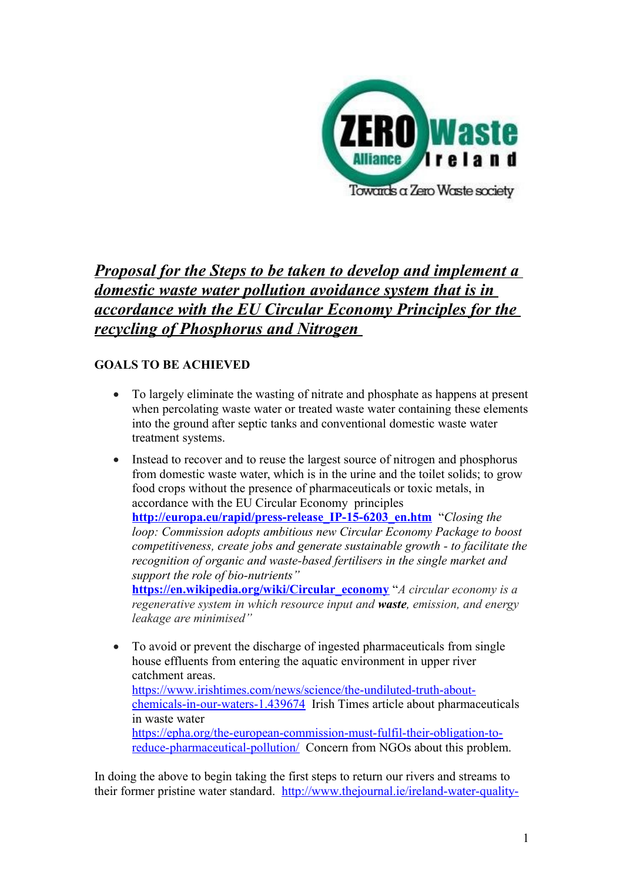ZERO Waste Alliance Ireland

Towards a Zero Waste society

# ***Proposal for the Steps to be taken to develop and implement a domestic waste water pollution avoidance system that is in accordance with the EU Circular Economy Principles for the recycling of Phosphorus and Nitrogen***

**GOALS TO BE ACHIEVED**

- To largely eliminate the wasting of nitrate and phosphate as happens at present when percolating waste water or treated waste water containing these elements into the ground after septic tanks and conventional domestic waste water treatment systems.
- Instead to recover and to reuse the largest source of nitrogen and phosphorus from domestic waste water, which is in the urine and the toilet solids; to grow food crops without the presence of pharmaceuticals or toxic metals, in accordance with the EU Circular Economy principles **http://europa.eu/rapid/press-release_IP-15-6203_en.htm** "*Closing the loop: Commission adopts ambitious new Circular Economy Package to boost competitiveness, create jobs and generate sustainable growth - to facilitate the recognition of organic and waste-based fertilisers in the single market and support the role of bio-nutrients"*
**https://en.wikipedia.org/wiki/Circular_economy** "*A circular economy is a regenerative system in which resource input and **waste**, emission, and energy leakage are minimised"*
- To avoid or prevent the discharge of ingested pharmaceuticals from single house effluents from entering the aquatic environment in upper river catchment areas.
https://www.irishtimes.com/news/science/the-undiluted-truth-about-chemicals-in-our-waters-1.439674 Irish Times article about pharmaceuticals in waste water
https://epha.org/the-european-commission-must-fulfil-their-obligation-to-reduce-pharmaceutical-pollution/ Concern from NGOs about this problem.

In doing the above to begin taking the first steps to return our rivers and streams to their former pristine water standard. http://www.thejournal.ie/ireland-water-quality-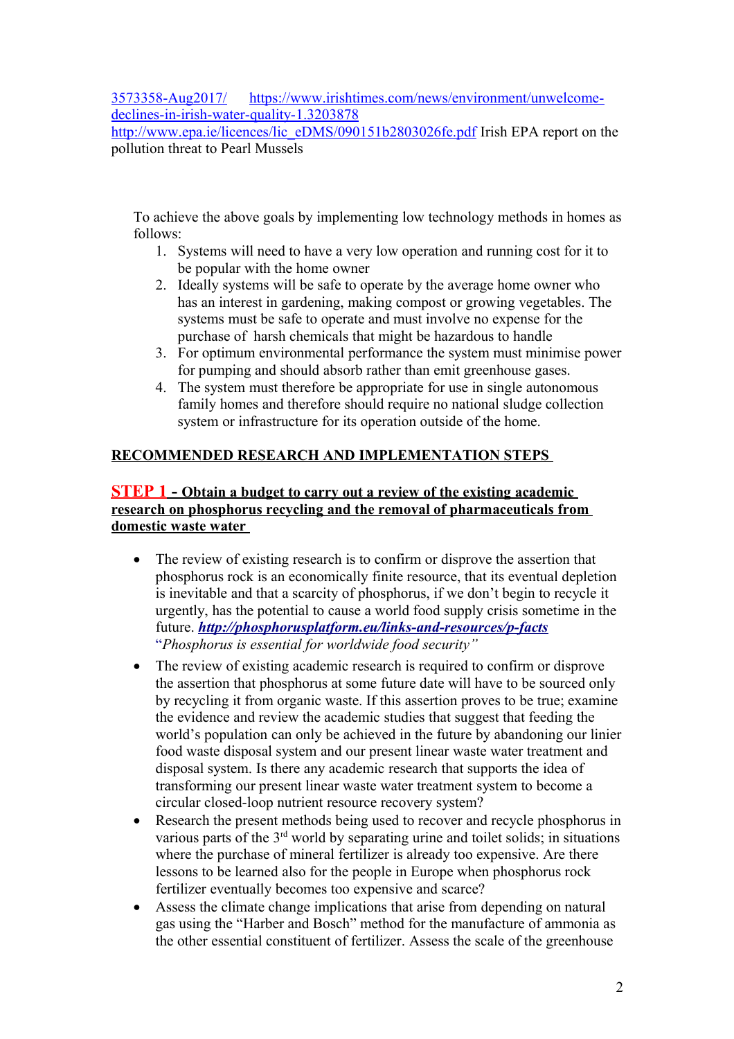3573358-Aug2017/ https://www.irishtimes.com/news/environment/unwelcome-declines-in-irish-water-quality-1.3203878
http://www.epa.ie/licences/lic_eDMS/090151b2803026fe.pdf Irish EPA report on the pollution threat to Pearl Mussels

To achieve the above goals by implementing low technology methods in homes as follows:

1. Systems will need to have a very low operation and running cost for it to be popular with the home owner
2. Ideally systems will be safe to operate by the average home owner who has an interest in gardening, making compost or growing vegetables. The systems must be safe to operate and must involve no expense for the purchase of harsh chemicals that might be hazardous to handle
3. For optimum environmental performance the system must minimise power for pumping and should absorb rather than emit greenhouse gases.
4. The system must therefore be appropriate for use in single autonomous family homes and therefore should require no national sludge collection system or infrastructure for its operation outside of the home.

## RECOMMENDED RESEARCH AND IMPLEMENTATION STEPS

### STEP 1 - Obtain a budget to carry out a review of the existing academic research on phosphorus recycling and the removal of pharmaceuticals from domestic waste water

- The review of existing research is to confirm or disprove the assertion that phosphorus rock is an economically finite resource, that its eventual depletion is inevitable and that a scarcity of phosphorus, if we don't begin to recycle it urgently, has the potential to cause a world food supply crisis sometime in the future. ***http://phosphorusplatform.eu/links-and-resources/p-facts*** "*Phosphorus is essential for worldwide food security"*
- The review of existing academic research is required to confirm or disprove the assertion that phosphorus at some future date will have to be sourced only by recycling it from organic waste. If this assertion proves to be true; examine the evidence and review the academic studies that suggest that feeding the world's population can only be achieved in the future by abandoning our linier food waste disposal system and our present linear waste water treatment and disposal system. Is there any academic research that supports the idea of transforming our present linear waste water treatment system to become a circular closed-loop nutrient resource recovery system?
- Research the present methods being used to recover and recycle phosphorus in various parts of the 3rd world by separating urine and toilet solids; in situations where the purchase of mineral fertilizer is already too expensive. Are there lessons to be learned also for the people in Europe when phosphorus rock fertilizer eventually becomes too expensive and scarce?
- Assess the climate change implications that arise from depending on natural gas using the "Harber and Bosch" method for the manufacture of ammonia as the other essential constituent of fertilizer. Assess the scale of the greenhouse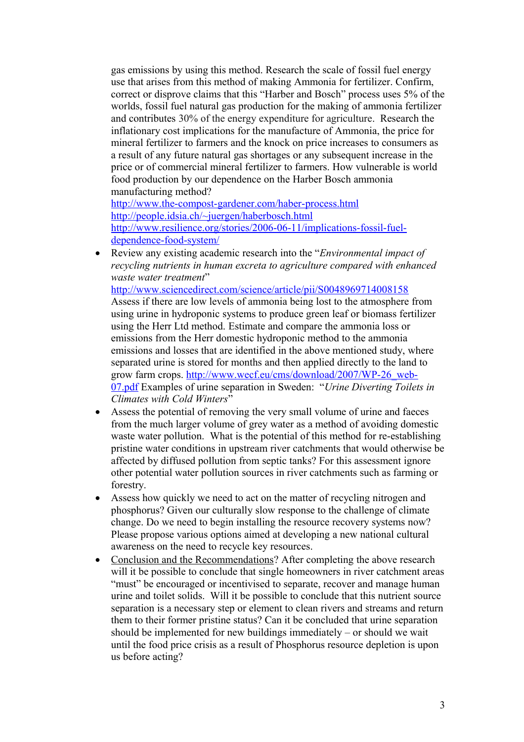gas emissions by using this method. Research the scale of fossil fuel energy use that arises from this method of making Ammonia for fertilizer. Confirm, correct or disprove claims that this "Harber and Bosch" process uses 5% of the worlds, fossil fuel natural gas production for the making of ammonia fertilizer and contributes 30% of the energy expenditure for agriculture. Research the inflationary cost implications for the manufacture of Ammonia, the price for mineral fertilizer to farmers and the knock on price increases to consumers as a result of any future natural gas shortages or any subsequent increase in the price or of commercial mineral fertilizer to farmers. How vulnerable is world food production by our dependence on the Harber Bosch ammonia manufacturing method?
http://www.the-compost-gardener.com/haber-process.html
http://people.idsia.ch/~juergen/haberbosch.html
http://www.resilience.org/stories/2006-06-11/implications-fossil-fuel-dependence-food-system/

- Review any existing academic research into the "*Environmental impact of recycling nutrients in human excreta to agriculture compared with enhanced waste water treatment*"
  http://www.sciencedirect.com/science/article/pii/S0048969714008158
  Assess if there are low levels of ammonia being lost to the atmosphere from using urine in hydroponic systems to produce green leaf or biomass fertilizer using the Herr Ltd method. Estimate and compare the ammonia loss or emissions from the Herr domestic hydroponic method to the ammonia emissions and losses that are identified in the above mentioned study, where separated urine is stored for months and then applied directly to the land to grow farm crops. http://www.wecf.eu/cms/download/2007/WP-26_web-07.pdf Examples of urine separation in Sweden: "*Urine Diverting Toilets in Climates with Cold Winters*"
- Assess the potential of removing the very small volume of urine and faeces from the much larger volume of grey water as a method of avoiding domestic waste water pollution. What is the potential of this method for re-establishing pristine water conditions in upstream river catchments that would otherwise be affected by diffused pollution from septic tanks? For this assessment ignore other potential water pollution sources in river catchments such as farming or forestry.
- Assess how quickly we need to act on the matter of recycling nitrogen and phosphorus? Given our culturally slow response to the challenge of climate change. Do we need to begin installing the resource recovery systems now? Please propose various options aimed at developing a new national cultural awareness on the need to recycle key resources.
- <u>Conclusion and the Recommendations</u>? After completing the above research will it be possible to conclude that single homeowners in river catchment areas "must" be encouraged or incentivised to separate, recover and manage human urine and toilet solids. Will it be possible to conclude that this nutrient source separation is a necessary step or element to clean rivers and streams and return them to their former pristine status? Can it be concluded that urine separation should be implemented for new buildings immediately – or should we wait until the food price crisis as a result of Phosphorus resource depletion is upon us before acting?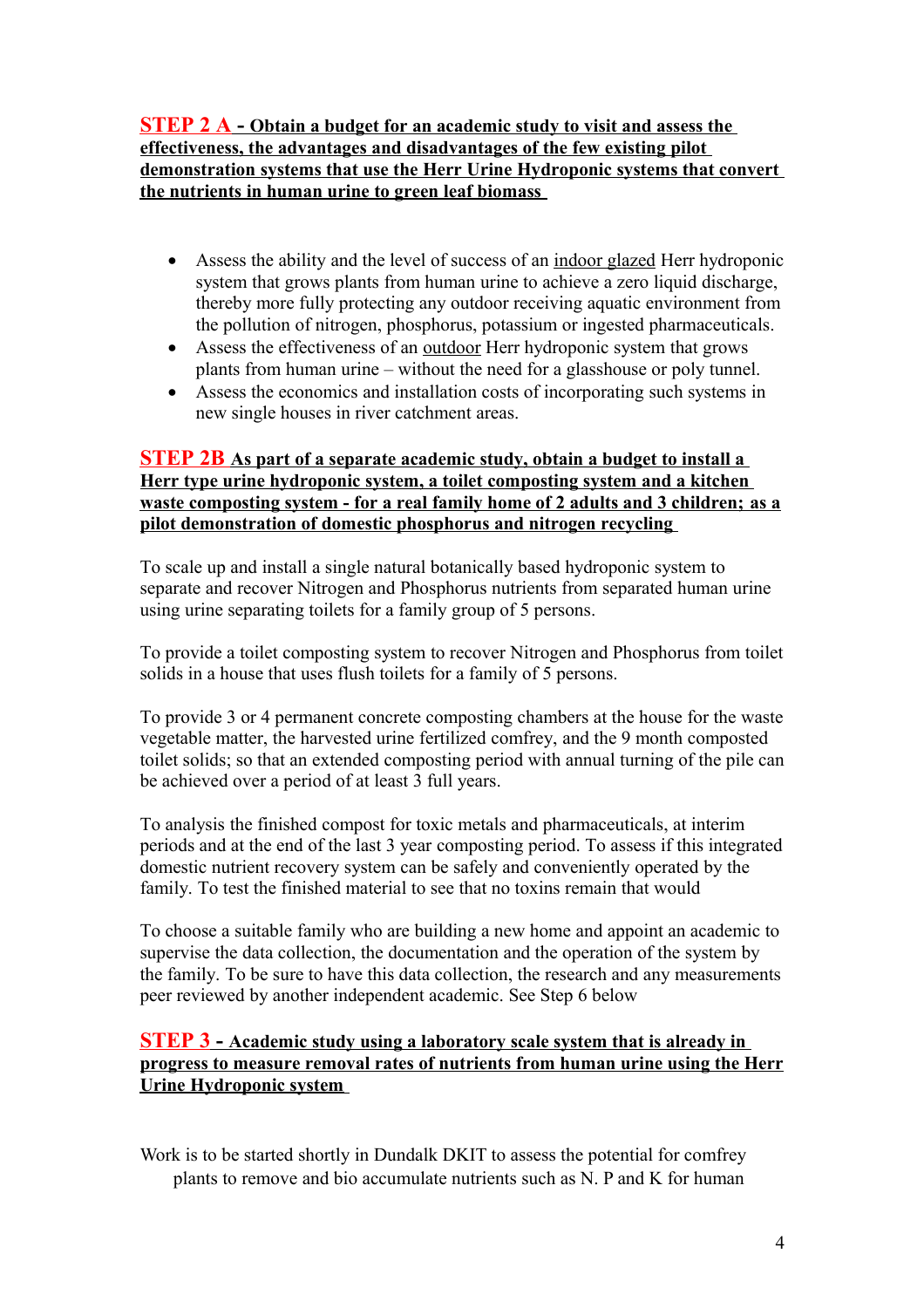**STEP 2 A - <u>Obtain a budget for an academic study to visit and assess the effectiveness, the advantages and disadvantages of the few existing pilot demonstration systems that use the Herr Urine Hydroponic systems that convert the nutrients in human urine to green leaf biomass</u>**

- Assess the ability and the level of success of an <u>indoor glazed</u> Herr hydroponic system that grows plants from human urine to achieve a zero liquid discharge, thereby more fully protecting any outdoor receiving aquatic environment from the pollution of nitrogen, phosphorus, potassium or ingested pharmaceuticals.
- Assess the effectiveness of an <u>outdoor</u> Herr hydroponic system that grows plants from human urine – without the need for a glasshouse or poly tunnel.
- Assess the economics and installation costs of incorporating such systems in new single houses in river catchment areas.

**STEP 2B <u>As part of a separate academic study, obtain a budget to install a Herr type urine hydroponic system, a toilet composting system and a kitchen waste composting system - for a real family home of 2 adults and 3 children; as a pilot demonstration of domestic phosphorus and nitrogen recycling</u>**

To scale up and install a single natural botanically based hydroponic system to separate and recover Nitrogen and Phosphorus nutrients from separated human urine using urine separating toilets for a family group of 5 persons.

To provide a toilet composting system to recover Nitrogen and Phosphorus from toilet solids in a house that uses flush toilets for a family of 5 persons.

To provide 3 or 4 permanent concrete composting chambers at the house for the waste vegetable matter, the harvested urine fertilized comfrey, and the 9 month composted toilet solids; so that an extended composting period with annual turning of the pile can be achieved over a period of at least 3 full years.

To analysis the finished compost for toxic metals and pharmaceuticals, at interim periods and at the end of the last 3 year composting period. To assess if this integrated domestic nutrient recovery system can be safely and conveniently operated by the family. To test the finished material to see that no toxins remain that would

To choose a suitable family who are building a new home and appoint an academic to supervise the data collection, the documentation and the operation of the system by the family. To be sure to have this data collection, the research and any measurements peer reviewed by another independent academic. See Step 6 below

**STEP 3 - <u>Academic study using a laboratory scale system that is already in progress to measure removal rates of nutrients from human urine using the Herr Urine Hydroponic system</u>**

Work is to be started shortly in Dundalk DKIT to assess the potential for comfrey plants to remove and bio accumulate nutrients such as N. P and K for human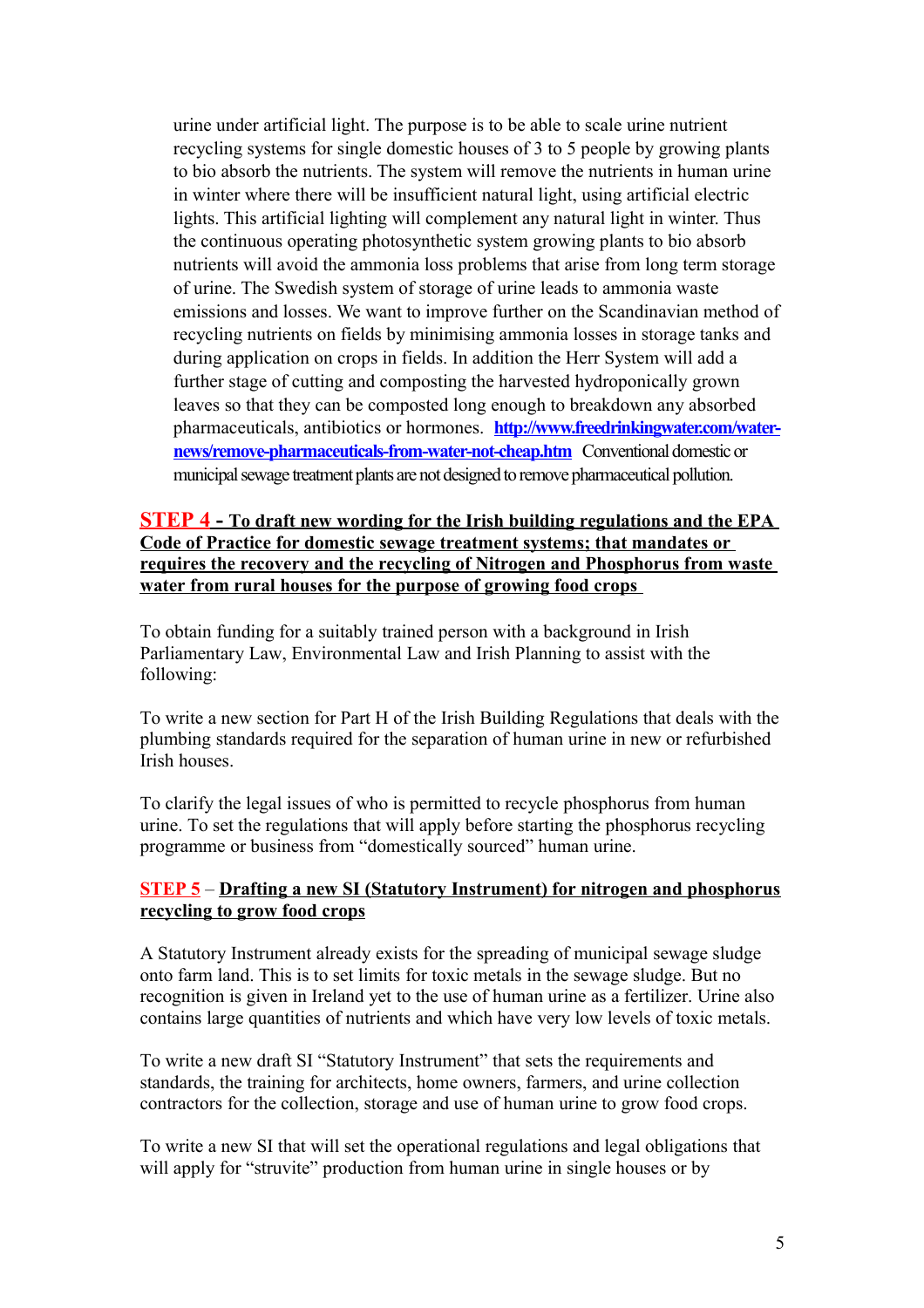urine under artificial light. The purpose is to be able to scale urine nutrient recycling systems for single domestic houses of 3 to 5 people by growing plants to bio absorb the nutrients. The system will remove the nutrients in human urine in winter where there will be insufficient natural light, using artificial electric lights. This artificial lighting will complement any natural light in winter. Thus the continuous operating photosynthetic system growing plants to bio absorb nutrients will avoid the ammonia loss problems that arise from long term storage of urine. The Swedish system of storage of urine leads to ammonia waste emissions and losses. We want to improve further on the Scandinavian method of recycling nutrients on fields by minimising ammonia losses in storage tanks and during application on crops in fields. In addition the Herr System will add a further stage of cutting and composting the harvested hydroponically grown leaves so that they can be composted long enough to breakdown any absorbed pharmaceuticals, antibiotics or hormones. [http://www.freedrinkingwater.com/water-news/remove-pharmaceuticals-from-water-not-cheap.htm](http://www.freedrinkingwater.com/water-news/remove-pharmaceuticals-from-water-not-cheap.htm) Conventional domestic or municipal sewage treatment plants are not designed to remove pharmaceutical pollution.

## STEP 4 - <u>To draft new wording for the Irish building regulations and the EPA Code of Practice for domestic sewage treatment systems; that mandates or requires the recovery and the recycling of Nitrogen and Phosphorus from waste water from rural houses for the purpose of growing food crops</u>

To obtain funding for a suitably trained person with a background in Irish Parliamentary Law, Environmental Law and Irish Planning to assist with the following:

To write a new section for Part H of the Irish Building Regulations that deals with the plumbing standards required for the separation of human urine in new or refurbished Irish houses.

To clarify the legal issues of who is permitted to recycle phosphorus from human urine. To set the regulations that will apply before starting the phosphorus recycling programme or business from "domestically sourced" human urine.

## STEP 5 – <u>Drafting a new SI (Statutory Instrument) for nitrogen and phosphorus recycling to grow food crops</u>

A Statutory Instrument already exists for the spreading of municipal sewage sludge onto farm land. This is to set limits for toxic metals in the sewage sludge. But no recognition is given in Ireland yet to the use of human urine as a fertilizer. Urine also contains large quantities of nutrients and which have very low levels of toxic metals.

To write a new draft SI "Statutory Instrument" that sets the requirements and standards, the training for architects, home owners, farmers, and urine collection contractors for the collection, storage and use of human urine to grow food crops.

To write a new SI that will set the operational regulations and legal obligations that will apply for "struvite" production from human urine in single houses or by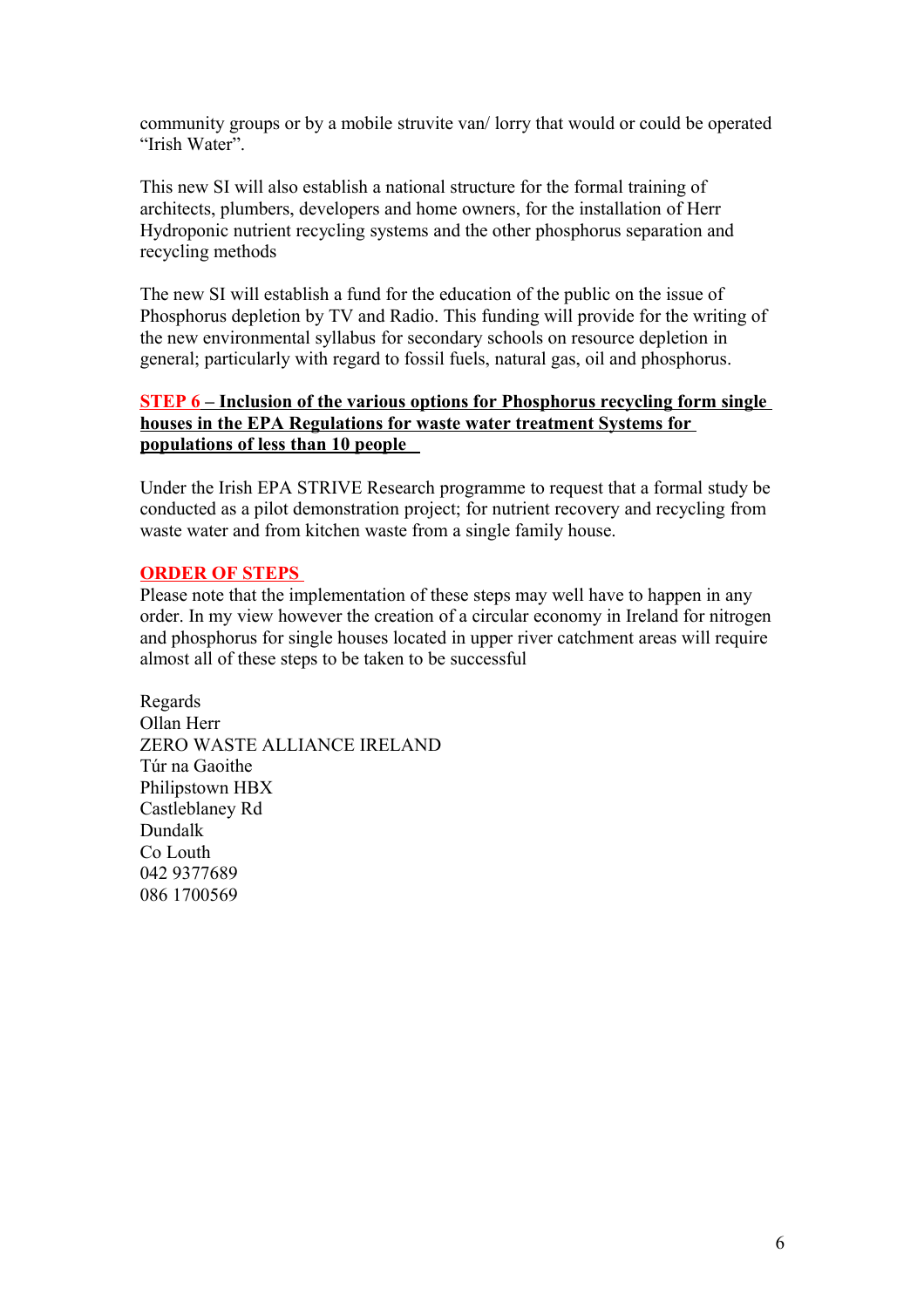community groups or by a mobile struvite van/ lorry that would or could be operated "Irish Water".

This new SI will also establish a national structure for the formal training of architects, plumbers, developers and home owners, for the installation of Herr Hydroponic nutrient recycling systems and the other phosphorus separation and recycling methods

The new SI will establish a fund for the education of the public on the issue of Phosphorus depletion by TV and Radio. This funding will provide for the writing of the new environmental syllabus for secondary schools on resource depletion in general; particularly with regard to fossil fuels, natural gas, oil and phosphorus.

**STEP 6 – Inclusion of the various options for Phosphorus recycling form single houses in the EPA Regulations for waste water treatment Systems for populations of less than 10 people**

Under the Irish EPA STRIVE Research programme to request that a formal study be conducted as a pilot demonstration project; for nutrient recovery and recycling from waste water and from kitchen waste from a single family house.

**ORDER OF STEPS**

Please note that the implementation of these steps may well have to happen in any order. In my view however the creation of a circular economy in Ireland for nitrogen and phosphorus for single houses located in upper river catchment areas will require almost all of these steps to be taken to be successful

Regards
Ollan Herr
ZERO WASTE ALLIANCE IRELAND
Túr na Gaoithe
Philipstown HBX
Castleblaney Rd
Dundalk
Co Louth
042 9377689
086 1700569